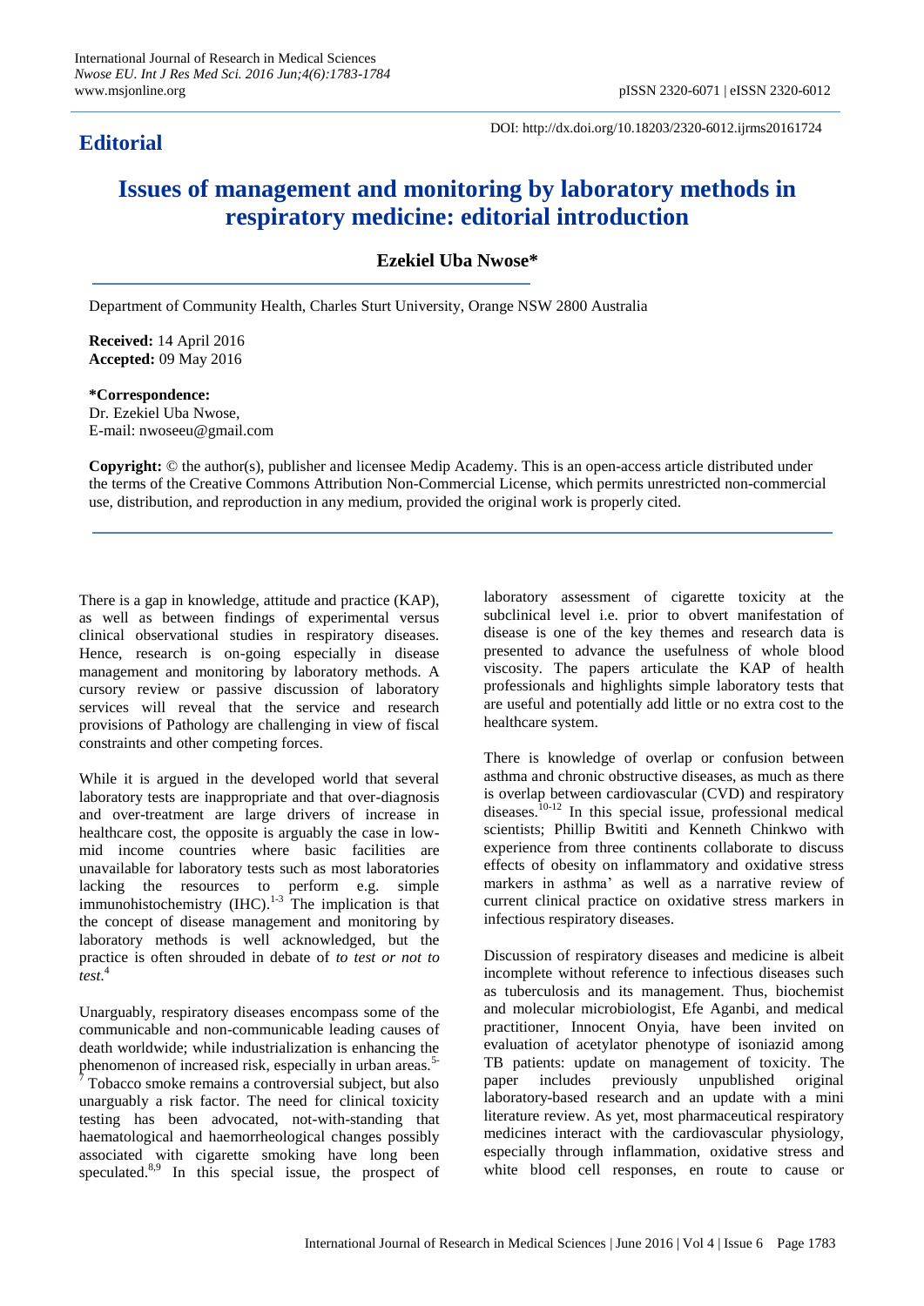## Editorial

DOI: http://dx.doi.org/10.18203/2320-6012.ijrms20161724

# Issues of management and monitoring by laboratory methods in respiratory medicine: editorial introduction

**Ezekiel Uba Nwose***

Department of Community Health, Charles Sturt University, Orange NSW 2800 Australia

**Received:** 14 April 2016
**Accepted:** 09 May 2016

***Correspondence:**
Dr. Ezekiel Uba Nwose,
E-mail: nwoseeu@gmail.com

**Copyright:** © the author(s), publisher and licensee Medip Academy. This is an open-access article distributed under the terms of the Creative Commons Attribution Non-Commercial License, which permits unrestricted non-commercial use, distribution, and reproduction in any medium, provided the original work is properly cited.

There is a gap in knowledge, attitude and practice (KAP), as well as between findings of experimental versus clinical observational studies in respiratory diseases. Hence, research is on-going especially in disease management and monitoring by laboratory methods. A cursory review or passive discussion of laboratory services will reveal that the service and research provisions of Pathology are challenging in view of fiscal constraints and other competing forces.

While it is argued in the developed world that several laboratory tests are inappropriate and that over-diagnosis and over-treatment are large drivers of increase in healthcare cost, the opposite is arguably the case in low-mid income countries where basic facilities are unavailable for laboratory tests such as most laboratories lacking the resources to perform e.g. simple immunohistochemistry (IHC).[1-3] The implication is that the concept of disease management and monitoring by laboratory methods is well acknowledged, but the practice is often shrouded in debate of *to test or not to test*.[4]

Unarguably, respiratory diseases encompass some of the communicable and non-communicable leading causes of death worldwide; while industrialization is enhancing the phenomenon of increased risk, especially in urban areas.[5-7] Tobacco smoke remains a controversial subject, but also unarguably a risk factor. The need for clinical toxicity testing has been advocated, not-with-standing that haematological and haemorrheological changes possibly associated with cigarette smoking have long been speculated.[8,9] In this special issue, the prospect of laboratory assessment of cigarette toxicity at the subclinical level i.e. prior to overt manifestation of disease is one of the key themes and research data is presented to advance the usefulness of whole blood viscosity. The papers articulate the KAP of health professionals and highlights simple laboratory tests that are useful and potentially add little or no extra cost to the healthcare system.

There is knowledge of overlap or confusion between asthma and chronic obstructive diseases, as much as there is overlap between cardiovascular (CVD) and respiratory diseases.[10-12] In this special issue, professional medical scientists; Phillip Bwititi and Kenneth Chinkwo with experience from three continents collaborate to discuss effects of obesity on inflammatory and oxidative stress markers in asthma' as well as a narrative review of current clinical practice on oxidative stress markers in infectious respiratory diseases.

Discussion of respiratory diseases and medicine is albeit incomplete without reference to infectious diseases such as tuberculosis and its management. Thus, biochemist and molecular microbiologist, Efe Aganbi, and medical practitioner, Innocent Onyia, have been invited on evaluation of acetylator phenotype of isoniazid among TB patients: update on management of toxicity. The paper includes previously unpublished original laboratory-based research and an update with a mini literature review. As yet, most pharmaceutical respiratory medicines interact with the cardiovascular physiology, especially through inflammation, oxidative stress and white blood cell responses, en route to cause or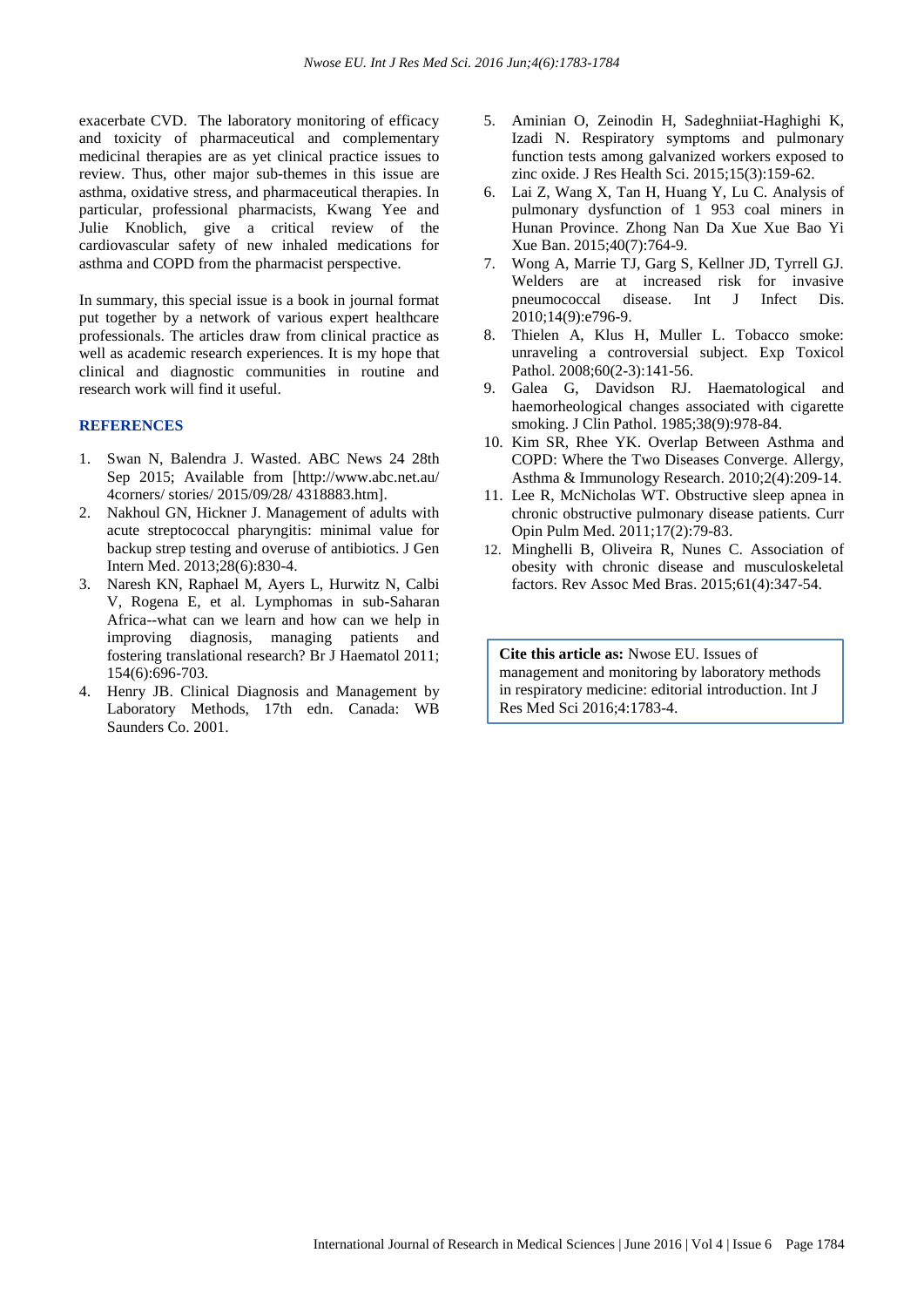exacerbate CVD. The laboratory monitoring of efficacy and toxicity of pharmaceutical and complementary medicinal therapies are as yet clinical practice issues to review. Thus, other major sub-themes in this issue are asthma, oxidative stress, and pharmaceutical therapies. In particular, professional pharmacists, Kwang Yee and Julie Knoblich, give a critical review of the cardiovascular safety of new inhaled medications for asthma and COPD from the pharmacist perspective.

In summary, this special issue is a book in journal format put together by a network of various healthcare professionals. The articles draw from clinical practice as well as academic research experiences. It is my hope that clinical and diagnostic communities in routine and research work will find it useful.

## REFERENCES

1. Swan N, Balendra J. Wasted. ABC News 24 28th Sep 2015; Available from [http://www.abc.net.au/ 4corners/ stories/ 2015/09/28/ 4318883.htm].
2. Nakhoul GN, Hickner J. Management of adults with acute streptococcal pharyngitis: minimal value for backup strep testing and overuse of antibiotics. J Gen Intern Med. 2013;28(6):830-4.
3. Naresh KN, Raphael M, Ayers L, Hurwitz N, Calbi V, Rogena E, et al. Lymphomas in sub-Saharan Africa--what can we learn and how can we help in improving diagnosis, managing patients and fostering translational research? Br J Haematol 2011; 154(6):696-703.
4. Henry JB. Clinical Diagnosis and Management by Laboratory Methods, 17th edn. Canada: WB Saunders Co. 2001.
5. Aminian O, Zeinodin H, Sadeghniiat-Haghighi K, Izadi N. Respiratory symptoms and pulmonary function tests among galvanized workers exposed to zinc oxide. J Res Health Sci. 2015;15(3):159-62.
6. Lai Z, Wang X, Tan H, Huang Y, Lu C. Analysis of pulmonary dysfunction of 1 953 coal miners in Hunan Province. Zhong Nan Da Xue Xue Bao Yi Xue Ban. 2015;40(7):764-9.
7. Wong A, Marrie TJ, Garg S, Kellner JD, Tyrrell GJ. Welders are at increased risk for invasive pneumococcal disease. Int J Infect Dis. 2010;14(9):e796-9.
8. Thielen A, Klus H, Muller L. Tobacco smoke: unraveling a controversial subject. Exp Toxicol Pathol. 2008;60(2-3):141-56.
9. Galea G, Davidson RJ. Haematological and haemorheological changes associated with cigarette smoking. J Clin Pathol. 1985;38(9):978-84.
10. Kim SR, Rhee YK. Overlap Between Asthma and COPD: Where the Two Diseases Converge. Allergy, Asthma & Immunology Research. 2010;2(4):209-14.
11. Lee R, McNicholas WT. Obstructive sleep apnea in chronic obstructive pulmonary disease patients. Curr Opin Pulm Med. 2011;17(2):79-83.
12. Minghelli B, Oliveira R, Nunes C. Association of obesity with chronic disease and musculoskeletal factors. Rev Assoc Med Bras. 2015;61(4):347-54.

**Cite this article as:** Nwose EU. Issues of management and monitoring by laboratory methods in respiratory medicine: editorial introduction. Int J Res Med Sci 2016;4:1783-4.